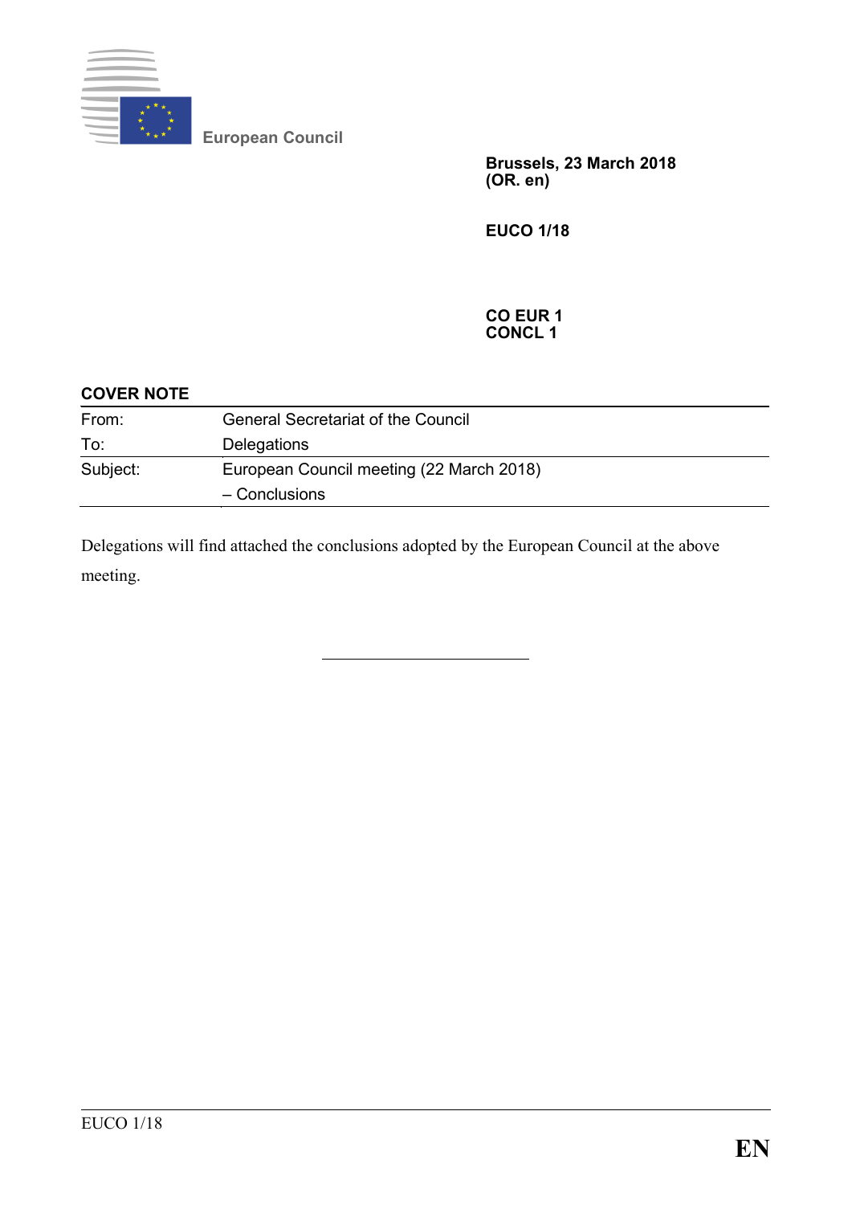European Council

**Brussels, 23 March 2018**
**(OR. en)**

**EUCO 1/18**

**CO EUR 1**
**CONCL 1**

**COVER NOTE**

| | |
|---|---|
| From: | General Secretariat of the Council |
| To: | Delegations |
| Subject: | European Council meeting (22 March 2018) – Conclusions |

Delegations will find attached the conclusions adopted by the European Council at the above meeting.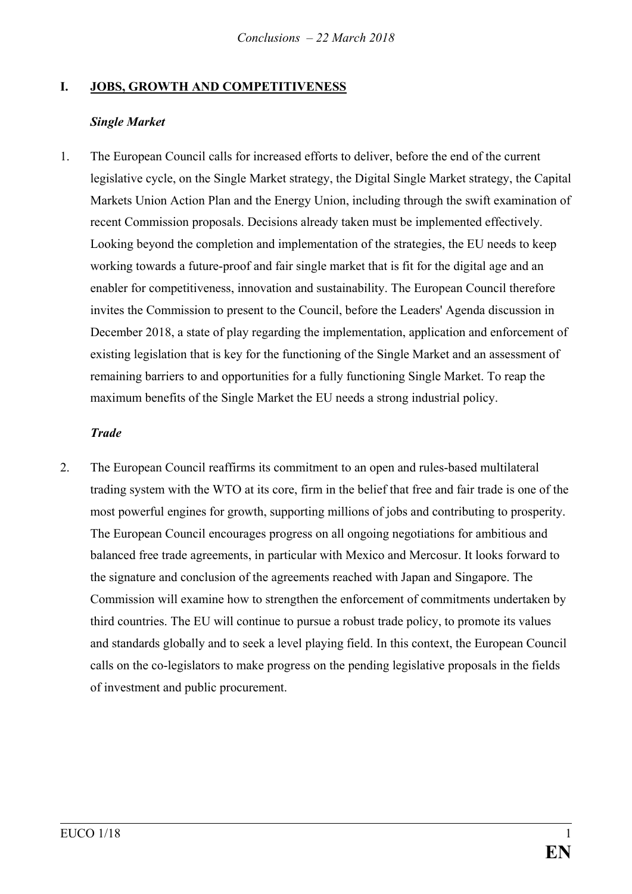## I. JOBS, GROWTH AND COMPETITIVENESS

### *Single Market*

1. The European Council calls for increased efforts to deliver, before the end of the current legislative cycle, on the Single Market strategy, the Digital Single Market strategy, the Capital Markets Union Action Plan and the Energy Union, including through the swift examination of recent Commission proposals. Decisions already taken must be implemented effectively. Looking beyond the completion and implementation of the strategies, the EU needs to keep working towards a future-proof and fair single market that is fit for the digital age and an enabler for competitiveness, innovation and sustainability. The European Council therefore invites the Commission to present to the Council, before the Leaders' Agenda discussion in December 2018, a state of play regarding the implementation, application and enforcement of existing legislation that is key for the functioning of the Single Market and an assessment of remaining barriers to and opportunities for a fully functioning Single Market. To reap the maximum benefits of the Single Market the EU needs a strong industrial policy.

### *Trade*

2. The European Council reaffirms its commitment to an open and rules-based multilateral trading system with the WTO at its core, firm in the belief that free and fair trade is one of the most powerful engines for growth, supporting millions of jobs and contributing to prosperity. The European Council encourages progress on all ongoing negotiations for ambitious and balanced free trade agreements, in particular with Mexico and Mercosur. It looks forward to the signature and conclusion of the agreements reached with Japan and Singapore. The Commission will examine how to strengthen the enforcement of commitments undertaken by third countries. The EU will continue to pursue a robust trade policy, to promote its values and standards globally and to seek a level playing field. In this context, the European Council calls on the co-legislators to make progress on the pending legislative proposals in the fields of investment and public procurement.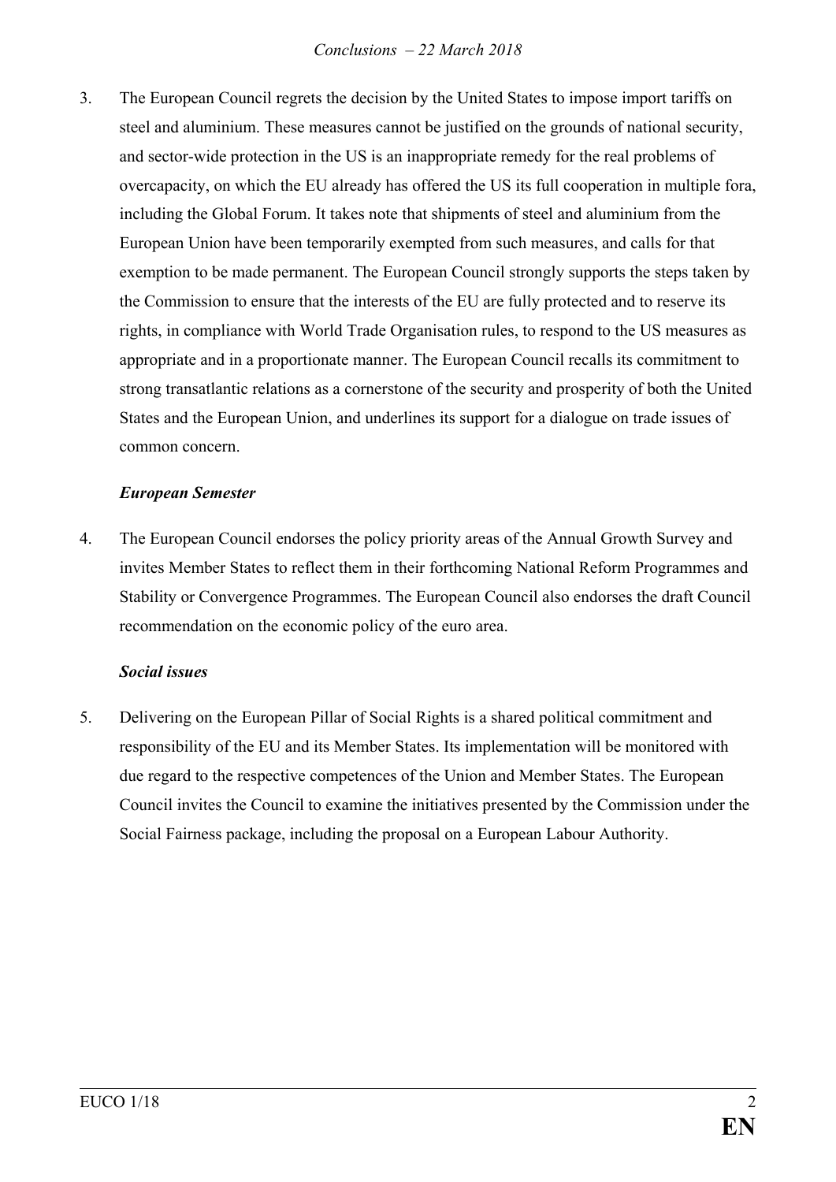3. The European Council regrets the decision by the United States to impose import tariffs on steel and aluminium. These measures cannot be justified on the grounds of national security, and sector-wide protection in the US is an inappropriate remedy for the real problems of overcapacity, on which the EU already has offered the US its full cooperation in multiple fora, including the Global Forum. It takes note that shipments of steel and aluminium from the European Union have been temporarily exempted from such measures, and calls for that exemption to be made permanent. The European Council strongly supports the steps taken by the Commission to ensure that the interests of the EU are fully protected and to reserve its rights, in compliance with World Trade Organisation rules, to respond to the US measures as appropriate and in a proportionate manner. The European Council recalls its commitment to strong transatlantic relations as a cornerstone of the security and prosperity of both the United States and the European Union, and underlines its support for a dialogue on trade issues of common concern.

***European Semester***

4. The European Council endorses the policy priority areas of the Annual Growth Survey and invites Member States to reflect them in their forthcoming National Reform Programmes and Stability or Convergence Programmes. The European Council also endorses the draft Council recommendation on the economic policy of the euro area.

***Social issues***

5. Delivering on the European Pillar of Social Rights is a shared political commitment and responsibility of the EU and its Member States. Its implementation will be monitored with due regard to the respective competences of the Union and Member States. The European Council invites the Council to examine the initiatives presented by the Commission under the Social Fairness package, including the proposal on a European Labour Authority.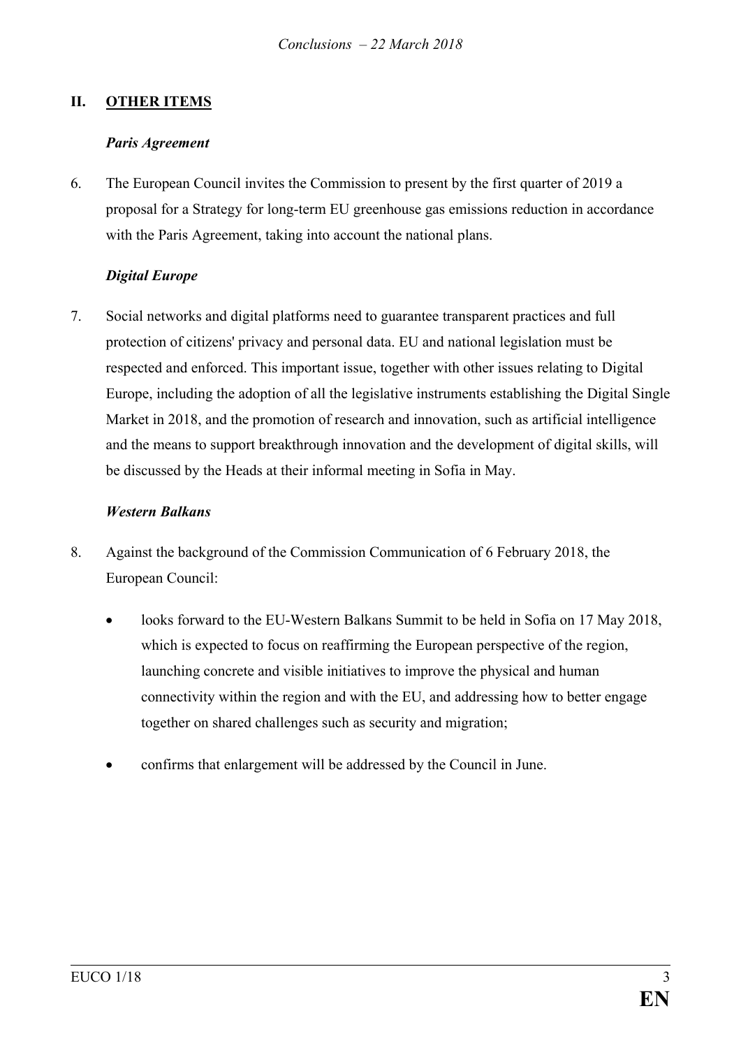## II. **OTHER ITEMS**

### *Paris Agreement*

6. The European Council invites the Commission to present by the first quarter of 2019 a proposal for a Strategy for long-term EU greenhouse gas emissions reduction in accordance with the Paris Agreement, taking into account the national plans.

### *Digital Europe*

7. Social networks and digital platforms need to guarantee transparent practices and full protection of citizens' privacy and personal data. EU and national legislation must be respected and enforced. This important issue, together with other issues relating to Digital Europe, including the adoption of all the legislative instruments establishing the Digital Single Market in 2018, and the promotion of research and innovation, such as artificial intelligence and the means to support breakthrough innovation and the development of digital skills, will be discussed by the Heads at their informal meeting in Sofia in May.

### *Western Balkans*

8. Against the background of the Commission Communication of 6 February 2018, the European Council:

   - looks forward to the EU-Western Balkans Summit to be held in Sofia on 17 May 2018, which is expected to focus on reaffirming the European perspective of the region, launching concrete and visible initiatives to improve the physical and human connectivity within the region and with the EU, and addressing how to better engage together on shared challenges such as security and migration;

   - confirms that enlargement will be addressed by the Council in June.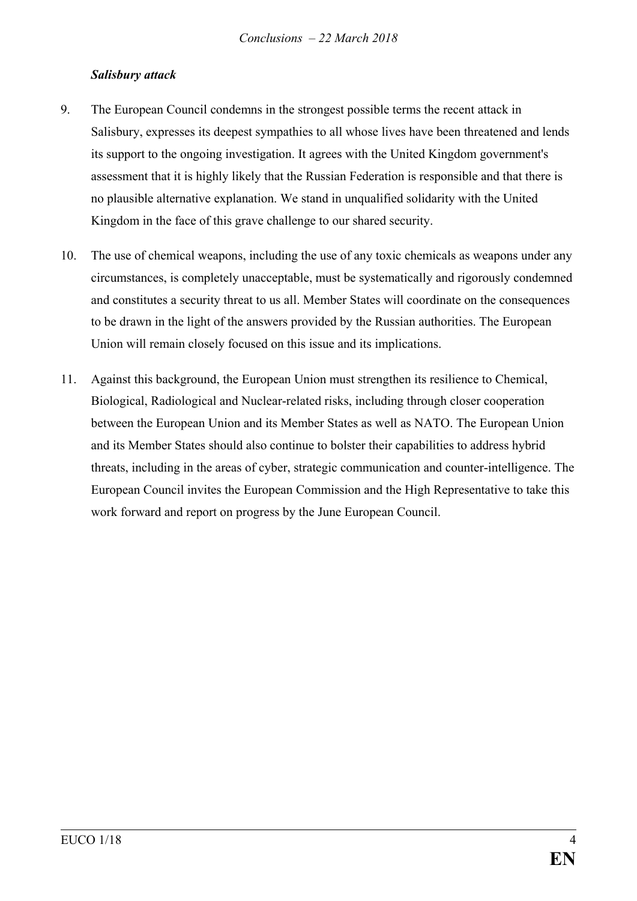### ***Salisbury attack***

9. The European Council condemns in the strongest possible terms the recent attack in Salisbury, expresses its deepest sympathies to all whose lives have been threatened and lends its support to the ongoing investigation. It agrees with the United Kingdom government's assessment that it is highly likely that the Russian Federation is responsible and that there is no plausible alternative explanation. We stand in unqualified solidarity with the United Kingdom in the face of this grave challenge to our shared security.

10. The use of chemical weapons, including the use of any toxic chemicals as weapons under any circumstances, is completely unacceptable, must be systematically and rigorously condemned and constitutes a security threat to us all. Member States will coordinate on the consequences to be drawn in the light of the answers provided by the Russian authorities. The European Union will remain closely focused on this issue and its implications.

11. Against this background, the European Union must strengthen its resilience to Chemical, Biological, Radiological and Nuclear-related risks, including through closer cooperation between the European Union and its Member States as well as NATO. The European Union and its Member States should also continue to bolster their capabilities to address hybrid threats, including in the areas of cyber, strategic communication and counter-intelligence. The European Council invites the European Commission and the High Representative to take this work forward and report on progress by the June European Council.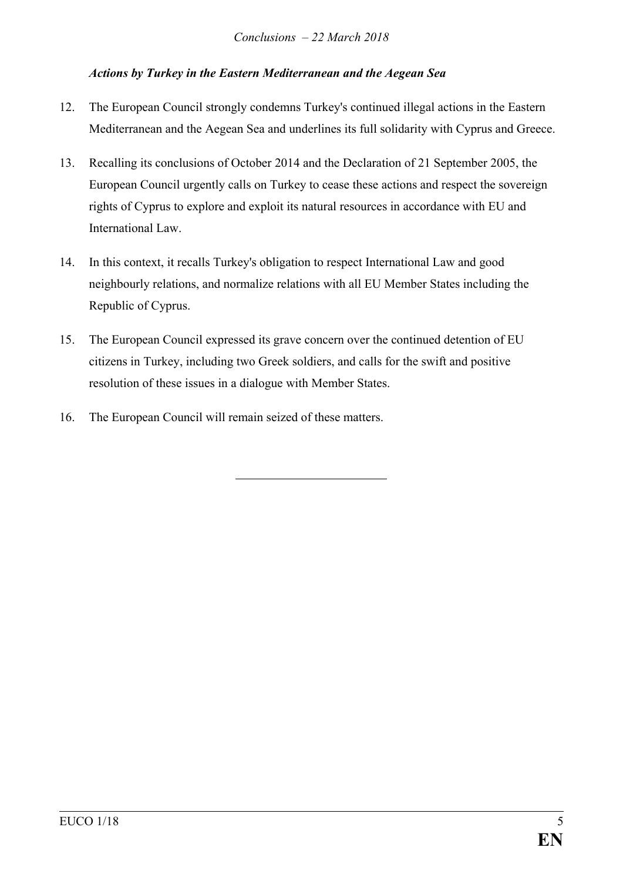***Actions by Turkey in the Eastern Mediterranean and the Aegean Sea***

12. The European Council strongly condemns Turkey's continued illegal actions in the Eastern Mediterranean and the Aegean Sea and underlines its full solidarity with Cyprus and Greece.

13. Recalling its conclusions of October 2014 and the Declaration of 21 September 2005, the European Council urgently calls on Turkey to cease these actions and respect the sovereign rights of Cyprus to explore and exploit its natural resources in accordance with EU and International Law.

14. In this context, it recalls Turkey's obligation to respect International Law and good neighbourly relations, and normalize relations with all EU Member States including the Republic of Cyprus.

15. The European Council expressed its grave concern over the continued detention of EU citizens in Turkey, including two Greek soldiers, and calls for the swift and positive resolution of these issues in a dialogue with Member States.

16. The European Council will remain seized of these matters.